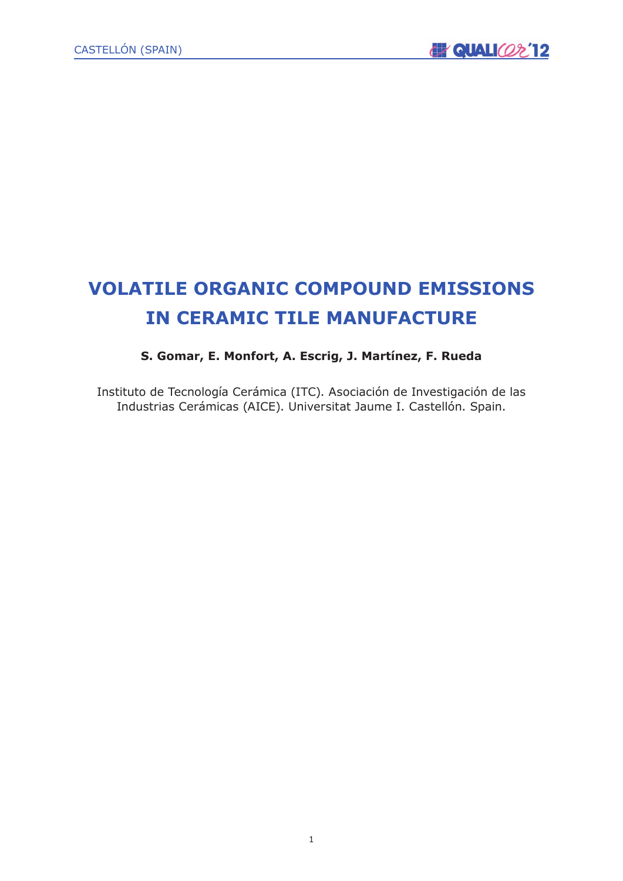# VOLATILE ORGANIC COMPOUND EMISSIONS IN CERAMIC TILE MANUFACTURE

**S. Gomar, E. Monfort, A. Escrig, J. Martínez, F. Rueda**

Instituto de Tecnología Cerámica (ITC). Asociación de Investigación de las Industrias Cerámicas (AICE). Universitat Jaume I. Castellón. Spain.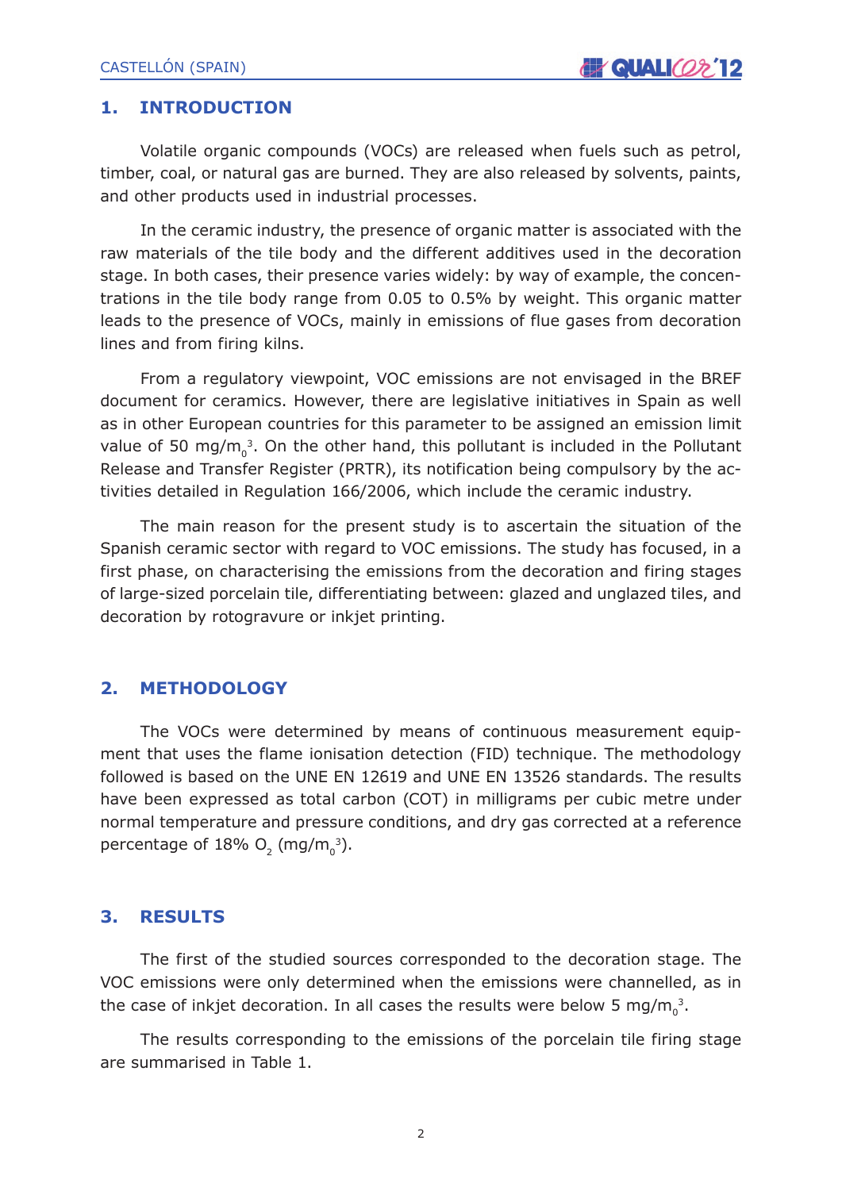## 1. INTRODUCTION

Volatile organic compounds (VOCs) are released when fuels such as petrol, timber, coal, or natural gas are burned. They are also released by solvents, paints, and other products used in industrial processes.

In the ceramic industry, the presence of organic matter is associated with the raw materials of the tile body and the different additives used in the decoration stage. In both cases, their presence varies widely: by way of example, the concentrations in the tile body range from 0.05 to 0.5% by weight. This organic matter leads to the presence of VOCs, mainly in emissions of flue gases from decoration lines and from firing kilns.

From a regulatory viewpoint, VOC emissions are not envisaged in the BREF document for ceramics. However, there are legislative initiatives in Spain as well as in other European countries for this parameter to be assigned an emission limit value of 50 mg/$m_0^3$. On the other hand, this pollutant is included in the Pollutant Release and Transfer Register (PRTR), its notification being compulsory by the activities detailed in Regulation 166/2006, which include the ceramic industry.

The main reason for the present study is to ascertain the situation of the Spanish ceramic sector with regard to VOC emissions. The study has focused, in a first phase, on characterising the emissions from the decoration and firing stages of large-sized porcelain tile, differentiating between: glazed and unglazed tiles, and decoration by rotogravure or inkjet printing.

## 2. METHODOLOGY

The VOCs were determined by means of continuous measurement equipment that uses the flame ionisation detection (FID) technique. The methodology followed is based on the UNE EN 12619 and UNE EN 13526 standards. The results have been expressed as total carbon (COT) in milligrams per cubic metre under normal temperature and pressure conditions, and dry gas corrected at a reference percentage of 18% $O_2$ (mg/$m_0^3$).

## 3. RESULTS

The first of the studied sources corresponded to the decoration stage. The VOC emissions were only determined when the emissions were channelled, as in the case of inkjet decoration. In all cases the results were below 5 mg/$m_0^3$.

The results corresponding to the emissions of the porcelain tile firing stage are summarised in Table 1.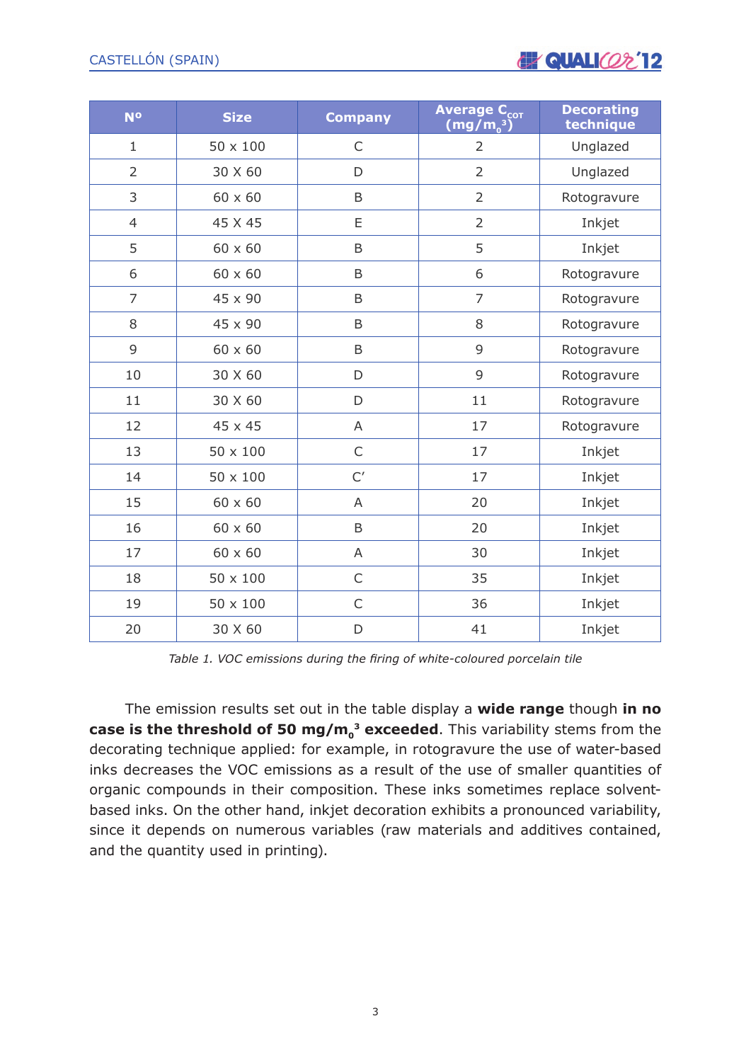| Nº | Size | Company | Average $C_{COT}$ ($mg/m_0^3$) | Decorating technique |
|---|---|---|---|---|
| 1 | 50 x 100 | C | 2 | Unglazed |
| 2 | 30 X 60 | D | 2 | Unglazed |
| 3 | 60 x 60 | B | 2 | Rotogravure |
| 4 | 45 X 45 | E | 2 | Inkjet |
| 5 | 60 x 60 | B | 5 | Inkjet |
| 6 | 60 x 60 | B | 6 | Rotogravure |
| 7 | 45 x 90 | B | 7 | Rotogravure |
| 8 | 45 x 90 | B | 8 | Rotogravure |
| 9 | 60 x 60 | B | 9 | Rotogravure |
| 10 | 30 X 60 | D | 9 | Rotogravure |
| 11 | 30 X 60 | D | 11 | Rotogravure |
| 12 | 45 x 45 | A | 17 | Rotogravure |
| 13 | 50 x 100 | C | 17 | Inkjet |
| 14 | 50 x 100 | C′ | 17 | Inkjet |
| 15 | 60 x 60 | A | 20 | Inkjet |
| 16 | 60 x 60 | B | 20 | Inkjet |
| 17 | 60 x 60 | A | 30 | Inkjet |
| 18 | 50 x 100 | C | 35 | Inkjet |
| 19 | 50 x 100 | C | 36 | Inkjet |
| 20 | 30 X 60 | D | 41 | Inkjet |

*Table 1. VOC emissions during the firing of white-coloured porcelain tile*

The emission results set out in the table display a **wide range** though **in no case is the threshold of 50 $mg/m_0^3$ exceeded**. This variability stems from the decorating technique applied: for example, in rotogravure the use of water-based inks decreases the VOC emissions as a result of the use of smaller quantities of organic compounds in their composition. These inks sometimes replace solvent-based inks. On the other hand, inkjet decoration exhibits a pronounced variability, since it depends on numerous variables (raw materials and additives contained, and the quantity used in printing).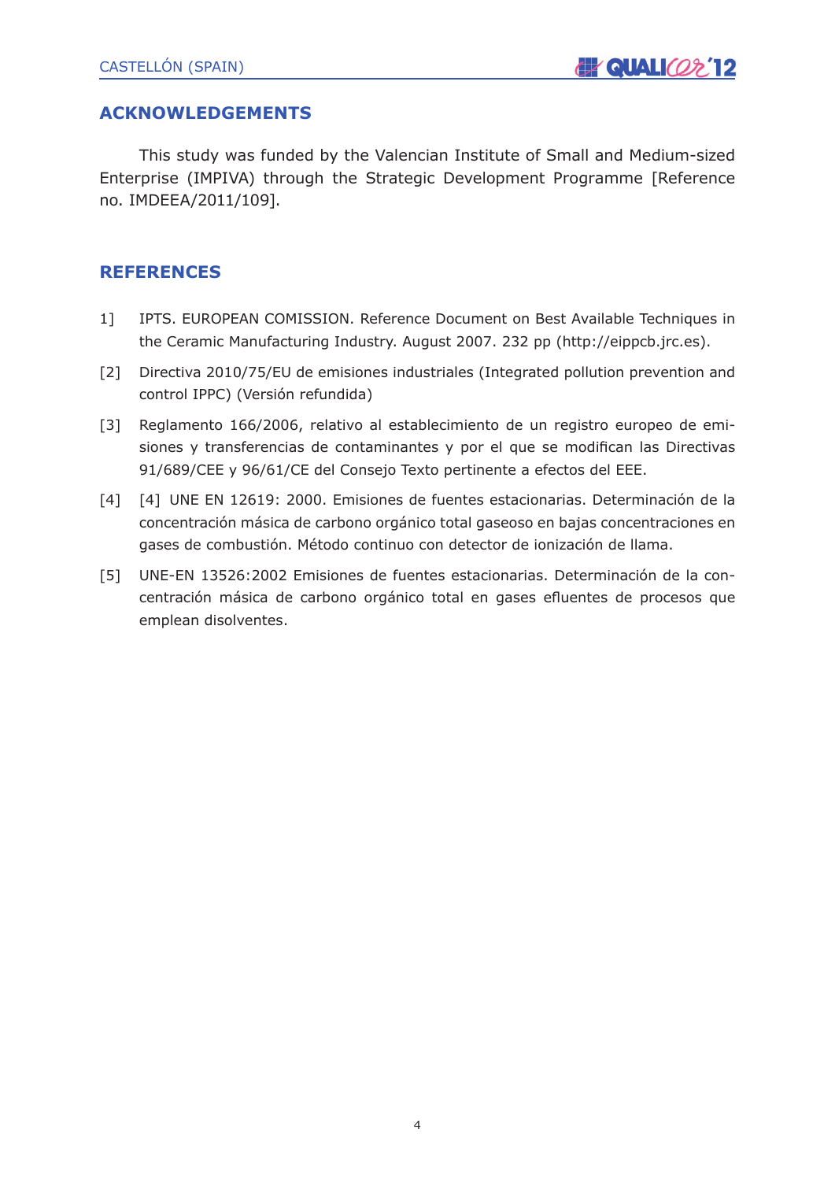## ACKNOWLEDGEMENTS

This study was funded by the Valencian Institute of Small and Medium-sized Enterprise (IMPIVA) through the Strategic Development Programme [Reference no. IMDEEA/2011/109].

## REFERENCES

1] IPTS. EUROPEAN COMISSION. Reference Document on Best Available Techniques in the Ceramic Manufacturing Industry. August 2007. 232 pp (http://eippcb.jrc.es).

[2] Directiva 2010/75/EU de emisiones industriales (Integrated pollution prevention and control IPPC) (Versión refundida)

[3] Reglamento 166/2006, relativo al establecimiento de un registro europeo de emisiones y transferencias de contaminantes y por el que se modifican las Directivas 91/689/CEE y 96/61/CE del Consejo Texto pertinente a efectos del EEE.

[4] [4] UNE EN 12619: 2000. Emisiones de fuentes estacionarias. Determinación de la concentración másica de carbono orgánico total gaseoso en bajas concentraciones en gases de combustión. Método continuo con detector de ionización de llama.

[5] UNE-EN 13526:2002 Emisiones de fuentes estacionarias. Determinación de la concentración másica de carbono orgánico total en gases efluentes de procesos que emplean disolventes.